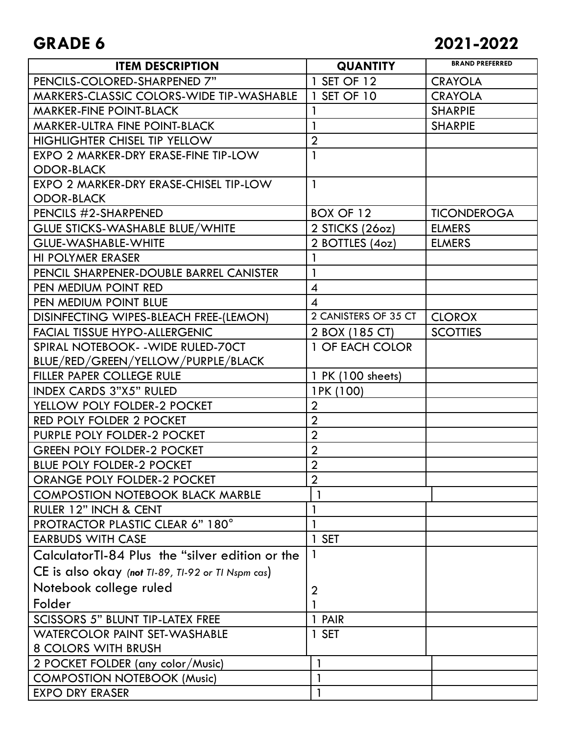**GRADE 6** **2021-2022**

| ITEM DESCRIPTION | QUANTITY | BRAND PREFERRED |
|---|---|---|
| PENCILS-COLORED-SHARPENED 7" | 1 SET OF 12 | CRAYOLA |
| MARKERS-CLASSIC COLORS-WIDE TIP-WASHABLE | 1 SET OF 10 | CRAYOLA |
| MARKER-FINE POINT-BLACK | 1 | SHARPIE |
| MARKER-ULTRA FINE POINT-BLACK | 1 | SHARPIE |
| HIGHLIGHTER CHISEL TIP YELLOW | 2 | |
| EXPO 2 MARKER-DRY ERASE-FINE TIP-LOW ODOR-BLACK | 1 | |
| EXPO 2 MARKER-DRY ERASE-CHISEL TIP-LOW ODOR-BLACK | 1 | |
| PENCILS #2-SHARPENED | BOX OF 12 | TICONDEROGA |
| GLUE STICKS-WASHABLE BLUE/WHITE | 2 STICKS (26oz) | ELMERS |
| GLUE-WASHABLE-WHITE | 2 BOTTLES (4oz) | ELMERS |
| HI POLYMER ERASER | 1 | |
| PENCIL SHARPENER-DOUBLE BARREL CANISTER | 1 | |
| PEN MEDIUM POINT RED | 4 | |
| PEN MEDIUM POINT BLUE | 4 | |
| DISINFECTING WIPES-BLEACH FREE-(LEMON) | 2 CANISTERS OF 35 CT | CLOROX |
| FACIAL TISSUE HYPO-ALLERGENIC | 2 BOX (185 CT) | SCOTTIES |
| SPIRAL NOTEBOOK- -WIDE RULED-70CT BLUE/RED/GREEN/YELLOW/PURPLE/BLACK | 1 OF EACH COLOR | |
| FILLER PAPER COLLEGE RULE | 1 PK (100 sheets) | |
| INDEX CARDS 3"X5" RULED | 1PK (100) | |
| YELLOW POLY FOLDER-2 POCKET | 2 | |
| RED POLY FOLDER 2 POCKET | 2 | |
| PURPLE POLY FOLDER-2 POCKET | 2 | |
| GREEN POLY FOLDER-2 POCKET | 2 | |
| BLUE POLY FOLDER-2 POCKET | 2 | |
| ORANGE POLY FOLDER-2 POCKET | 2 | |
| COMPOSTION NOTEBOOK BLACK MARBLE | 1 | |
| RULER 12" INCH & CENT | 1 | |
| PROTRACTOR PLASTIC CLEAR 6" 180° | 1 | |
| EARBUDS WITH CASE | 1 SET | |
| CalculatorTI-84 Plus the "silver edition or the CE is also okay (*not TI-89, TI-92 or TI Nspm cas*) | 1 | |
| Notebook college ruled | 2 | |
| Folder | 1 | |
| SCISSORS 5" BLUNT TIP-LATEX FREE | 1 PAIR | |
| WATERCOLOR PAINT SET-WASHABLE 8 COLORS WITH BRUSH | 1 SET | |
| 2 POCKET FOLDER (any color/Music) | 1 | |
| COMPOSTION NOTEBOOK (Music) | 1 | |
| EXPO DRY ERASER | 1 | |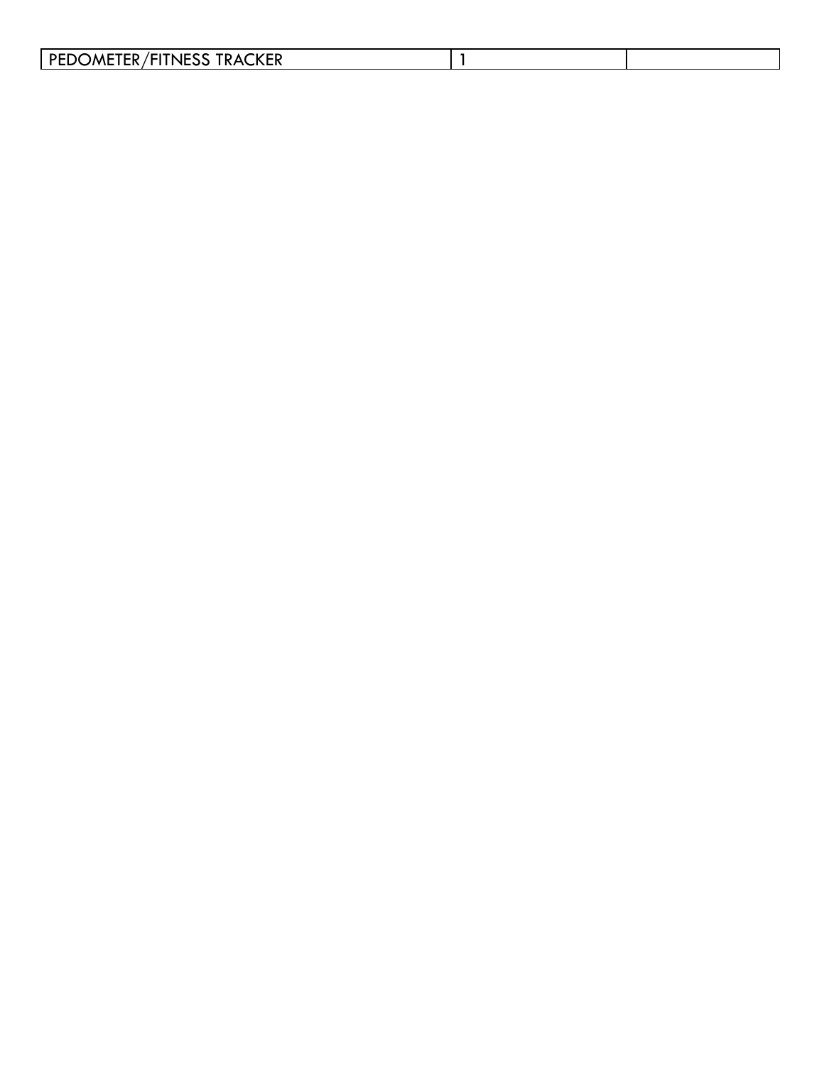| | | |
| --- | --- | --- |
| PEDOMETER/FITNESS TRACKER | 1 | |